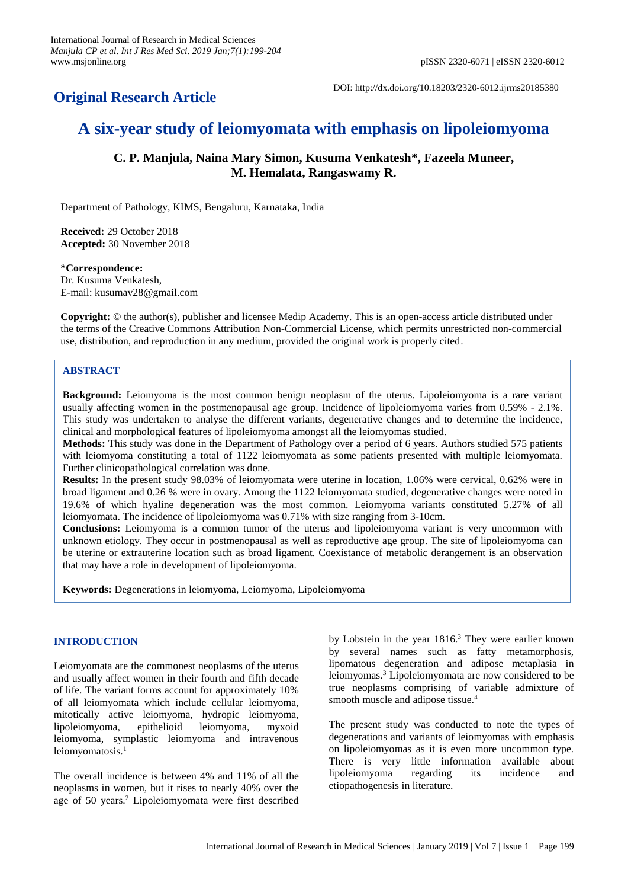## Original Research Article

DOI: http://dx.doi.org/10.18203/2320-6012.ijrms20185380

# A six-year study of leiomyomata with emphasis on lipoleiomyoma

**C. P. Manjula, Naina Mary Simon, Kusuma Venkatesh\*, Fazeela Muneer, M. Hemalata, Rangaswamy R.**

Department of Pathology, KIMS, Bengaluru, Karnataka, India

**Received:** 29 October 2018
**Accepted:** 30 November 2018

**\*Correspondence:**
Dr. Kusuma Venkatesh,
E-mail: kusumav28@gmail.com

**Copyright:** © the author(s), publisher and licensee Medip Academy. This is an open-access article distributed under the terms of the Creative Commons Attribution Non-Commercial License, which permits unrestricted non-commercial use, distribution, and reproduction in any medium, provided the original work is properly cited.

## ABSTRACT

**Background:** Leiomyoma is the most common benign neoplasm of the uterus. Lipoleiomyoma is a rare variant usually affecting women in the postmenopausal age group. Incidence of lipoleiomyoma varies from 0.59% - 2.1%. This study was undertaken to analyse the different variants, degenerative changes and to determine the incidence, clinical and morphological features of lipoleiomyoma amongst all the leiomyomas studied.

**Methods:** This study was done in the Department of Pathology over a period of 6 years. Authors studied 575 patients with leiomyoma constituting a total of 1122 leiomyomata as some patients presented with multiple leiomyomata. Further clinicopathological correlation was done.

**Results:** In the present study 98.03% of leiomyomata were uterine in location, 1.06% were cervical, 0.62% were in broad ligament and 0.26 % were in ovary. Among the 1122 leiomyomata studied, degenerative changes were noted in 19.6% of which hyaline degeneration was the most common. Leiomyoma variants constituted 5.27% of all leiomyomata. The incidence of lipoleiomyoma was 0.71% with size ranging from 3-10cm.

**Conclusions:** Leiomyoma is a common tumor of the uterus and lipoleiomyoma variant is very uncommon with unknown etiology. They occur in postmenopausal as well as reproductive age group. The site of lipoleiomyoma can be uterine or extrauterine location such as broad ligament. Coexistance of metabolic derangement is an observation that may have a role in development of lipoleiomyoma.

**Keywords:** Degenerations in leiomyoma, Leiomyoma, Lipoleiomyoma

## INTRODUCTION

Leiomyomata are the commonest neoplasms of the uterus and usually affect women in their fourth and fifth decade of life. The variant forms account for approximately 10% of all leiomyomata which include cellular leiomyoma, mitotically active leiomyoma, hydropic leiomyoma, lipoleiomyoma, epithelioid leiomyoma, myxoid leiomyoma, symplastic leiomyoma and intravenous leiomyomatosis.[1]

The overall incidence is between 4% and 11% of all the neoplasms in women, but it rises to nearly 40% over the age of 50 years.[2] Lipoleiomyomata were first described by Lobstein in the year 1816.[3] They were earlier known by several names such as fatty metamorphosis, lipomatous degeneration and adipose metaplasia in leiomyomas.[3] Lipoleiomyomata are now considered to be true neoplasms comprising of variable admixture of smooth muscle and adipose tissue.[4]

The present study was conducted to note the types of degenerations and variants of leiomyomas with emphasis on lipoleiomyomas as it is even more uncommon type. There is very little information available about lipoleiomyoma regarding its incidence and etiopathogenesis in literature.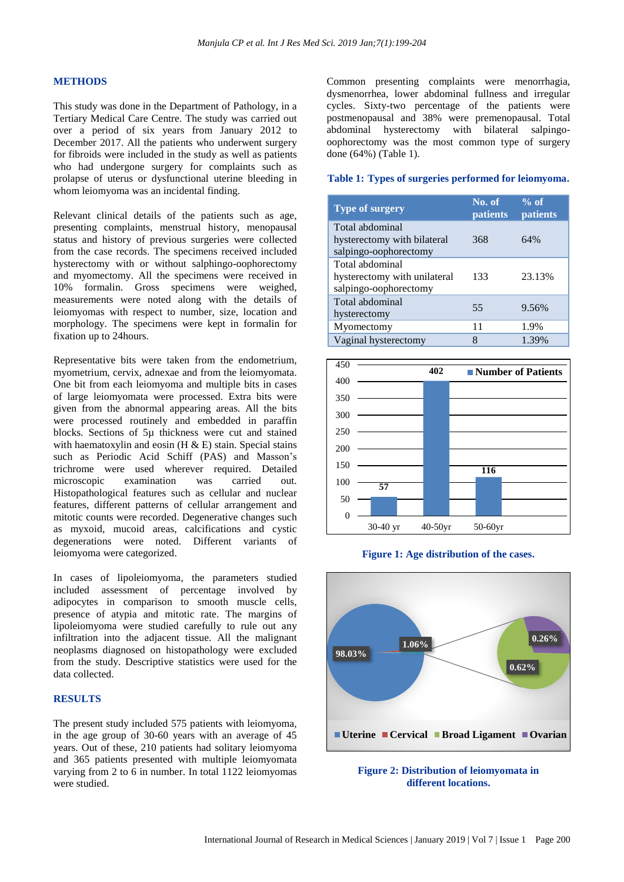## METHODS

This study was done in the Department of Pathology, in a Tertiary Medical Care Centre. The study was carried out over a period of six years from January 2012 to December 2017. All the patients who underwent surgery for fibroids were included in the study as well as patients who had undergone surgery for complaints such as prolapse of uterus or dysfunctional uterine bleeding in whom leiomyoma was an incidental finding.

Relevant clinical details of the patients such as age, presenting complaints, menstrual history, menopausal status and history of previous surgeries were collected from the case records. The specimens received included hysterectomy with or without salphingo-oophorectomy and myomectomy. All the specimens were received in 10% formalin. Gross specimens were weighed, measurements were noted along with the details of leiomyomas with respect to number, size, location and morphology. The specimens were kept in formalin for fixation up to 24hours.

Representative bits were taken from the endometrium, myometrium, cervix, adnexae and from the leiomyomata. One bit from each leiomyoma and multiple bits in cases of large leiomyomata were processed. Extra bits were given from the abnormal appearing areas. All the bits were processed routinely and embedded in paraffin blocks. Sections of 5µ thickness were cut and stained with haematoxylin and eosin (H & E) stain. Special stains such as Periodic Acid Schiff (PAS) and Masson's trichrome were used wherever required. Detailed microscopic examination was carried out. Histopathological features such as cellular and nuclear features, different patterns of cellular arrangement and mitotic counts were recorded. Degenerative changes such as myxoid, mucoid areas, calcifications and cystic degenerations were noted. Different variants of leiomyoma were categorized.

In cases of lipoleiomyoma, the parameters studied included assessment of percentage involved by adipocytes in comparison to smooth muscle cells, presence of atypia and mitotic rate. The margins of lipoleiomyoma were studied carefully to rule out any infiltration into the adjacent tissue. All the malignant neoplasms diagnosed on histopathology were excluded from the study. Descriptive statistics were used for the data collected.

## RESULTS

The present study included 575 patients with leiomyoma, in the age group of 30-60 years with an average of 45 years. Out of these, 210 patients had solitary leiomyoma and 365 patients presented with multiple leiomyomata varying from 2 to 6 in number. In total 1122 leiomyomas were studied.

Common presenting complaints were menorrhagia, dysmenorrhea, lower abdominal fullness and irregular cycles. Sixty-two percentage of the patients were postmenopausal and 38% were premenopausal. Total abdominal hysterectomy with bilateral salpingo-oophorectomy was the most common type of surgery done (64%) (Table 1).

**Table 1: Types of surgeries performed for leiomyoma.**

| Type of surgery | No. of patients | % of patients |
|---|---|---|
| Total abdominal hysterectomy with bilateral salpingo-oophorectomy | 368 | 64% |
| Total abdominal hysterectomy with unilateral salpingo-oophorectomy | 133 | 23.13% |
| Total abdominal hysterectomy | 55 | 9.56% |
| Myomectomy | 11 | 1.9% |
| Vaginal hysterectomy | 8 | 1.39% |

**Figure 1: Age distribution of the cases.**

**Figure 2: Distribution of leiomyomata in different locations.**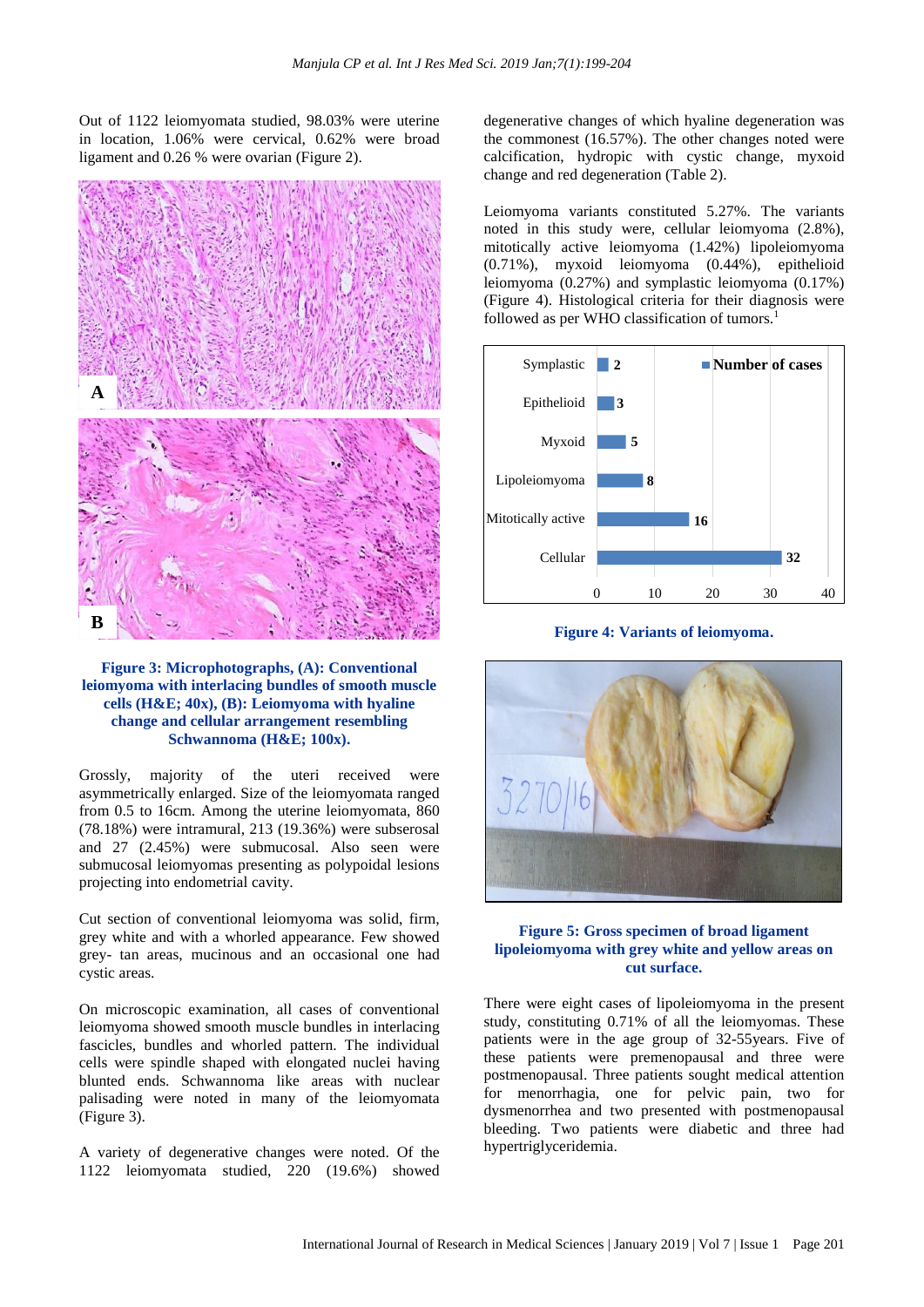Out of 1122 leiomyomata studied, 98.03% were uterine in location, 1.06% were cervical, 0.62% were broad ligament and 0.26 % were ovarian (Figure 2).

**Figure 3: Microphotographs, (A): Conventional leiomyoma with interlacing bundles of smooth muscle cells (H&E; 40x), (B): Leiomyoma with hyaline change and cellular arrangement resembling Schwannoma (H&E; 100x).**

Grossly, majority of the uteri received were asymmetrically enlarged. Size of the leiomyomata ranged from 0.5 to 16cm. Among the uterine leiomyomata, 860 (78.18%) were intramural, 213 (19.36%) were subserosal and 27 (2.45%) were submucosal. Also seen were submucosal leiomyomas presenting as polypoidal lesions projecting into endometrial cavity.

Cut section of conventional leiomyoma was solid, firm, grey white and with a whorled appearance. Few showed grey- tan areas, mucinous and an occasional one had cystic areas.

On microscopic examination, all cases of conventional leiomyoma showed smooth muscle bundles in interlacing fascicles, bundles and whorled pattern. The individual cells were spindle shaped with elongated nuclei having blunted ends. Schwannoma like areas with nuclear palisading were noted in many of the leiomyomata (Figure 3).

A variety of degenerative changes were noted. Of the 1122 leiomyomata studied, 220 (19.6%) showed degenerative changes of which hyaline degeneration was the commonest (16.57%). The other changes noted were calcification, hydropic with cystic change, myxoid change and red degeneration (Table 2).

Leiomyoma variants constituted 5.27%. The variants noted in this study were, cellular leiomyoma (2.8%), mitotically active leiomyoma (1.42%) lipoleiomyoma (0.71%), myxoid leiomyoma (0.44%), epithelioid leiomyoma (0.27%) and symplastic leiomyoma (0.17%) (Figure 4). Histological criteria for their diagnosis were followed as per WHO classification of tumors.[1]

| Variant | Number of cases |
|---|---|
| Symplastic | 2 |
| Epithelioid | 3 |
| Myxoid | 5 |
| Lipoleiomyoma | 8 |
| Mitotically active | 16 |
| Cellular | 32 |

**Figure 4: Variants of leiomyoma.**

**Figure 5: Gross specimen of broad ligament lipoleiomyoma with grey white and yellow areas on cut surface.**

There were eight cases of lipoleiomyoma in the present study, constituting 0.71% of all the leiomyomas. These patients were in the age group of 32-55years. Five of these patients were premenopausal and three were postmenopausal. Three patients sought medical attention for menorrhagia, one for pelvic pain, two for dysmenorrhea and two presented with postmenopausal bleeding. Two patients were diabetic and three had hypertriglyceridemia.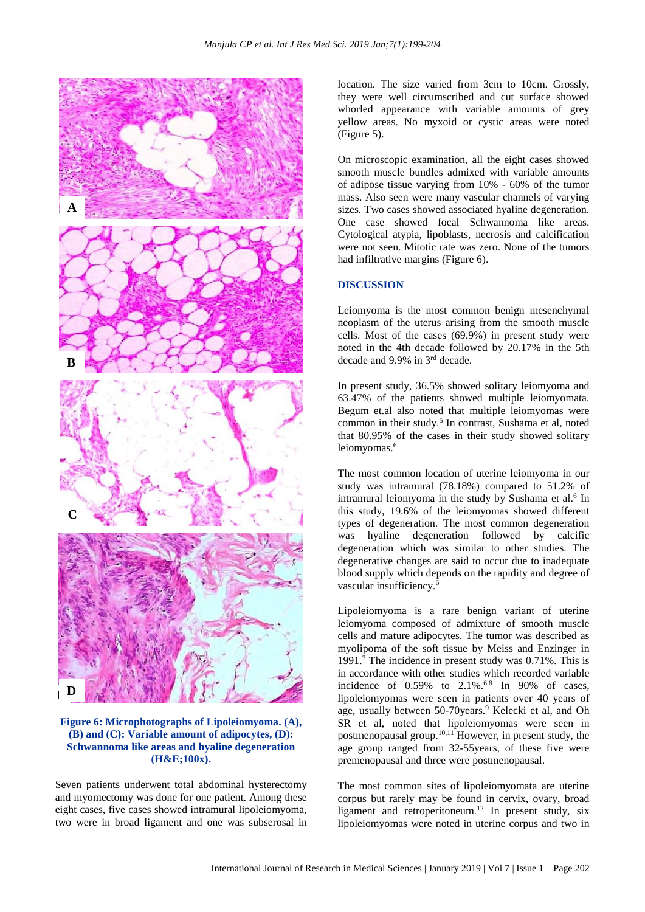Figure 6: Microphotographs of Lipoleiomyoma. (A), (B) and (C): Variable amount of adipocytes, (D): Schwannoma like areas and hyaline degeneration (H&E;100x).

Seven patients underwent total abdominal hysterectomy and myomectomy was done for one patient. Among these eight cases, five cases showed intramural lipoleiomyoma, two were in broad ligament and one was subserosal in location. The size varied from 3cm to 10cm. Grossly, they were well circumscribed and cut surface showed whorled appearance with variable amounts of grey yellow areas. No myxoid or cystic areas were noted (Figure 5).

On microscopic examination, all the eight cases showed smooth muscle bundles admixed with variable amounts of adipose tissue varying from 10% - 60% of the tumor mass. Also seen were many vascular channels of varying sizes. Two cases showed associated hyaline degeneration. One case showed focal Schwannoma like areas. Cytological atypia, lipoblasts, necrosis and calcification were not seen. Mitotic rate was zero. None of the tumors had infiltrative margins (Figure 6).

## DISCUSSION

Leiomyoma is the most common benign mesenchymal neoplasm of the uterus arising from the smooth muscle cells. Most of the cases (69.9%) in present study were noted in the 4th decade followed by 20.17% in the 5th decade and 9.9% in 3rd decade.

In present study, 36.5% showed solitary leiomyoma and 63.47% of the patients showed multiple leiomyomata. Begum et.al also noted that multiple leiomyomas were common in their study.[5] In contrast, Sushama et al, noted that 80.95% of the cases in their study showed solitary leiomyomas.[6]

The most common location of uterine leiomyoma in our study was intramural (78.18%) compared to 51.2% of intramural leiomyoma in the study by Sushama et al.[6] In this study, 19.6% of the leiomyomas showed different types of degeneration. The most common degeneration was hyaline degeneration followed by calcific degeneration which was similar to other studies. The degenerative changes are said to occur due to inadequate blood supply which depends on the rapidity and degree of vascular insufficiency.[6]

Lipoleiomyoma is a rare benign variant of uterine leiomyoma composed of admixture of smooth muscle cells and mature adipocytes. The tumor was described as myolipoma of the soft tissue by Meiss and Enzinger in 1991.[7] The incidence in present study was 0.71%. This is in accordance with other studies which recorded variable incidence of 0.59% to 2.1%.[6,8] In 90% of cases, lipoleiomyomas were seen in patients over 40 years of age, usually between 50-70years.[9] Kelecki et al, and Oh SR et al, noted that lipoleiomyomas were seen in postmenopausal group.[10,11] However, in present study, the age group ranged from 32-55years, of these five were premenopausal and three were postmenopausal.

The most common sites of lipoleiomyomata are uterine corpus but rarely may be found in cervix, ovary, broad ligament and retroperitoneum.[12] In present study, six lipoleiomyomas were noted in uterine corpus and two in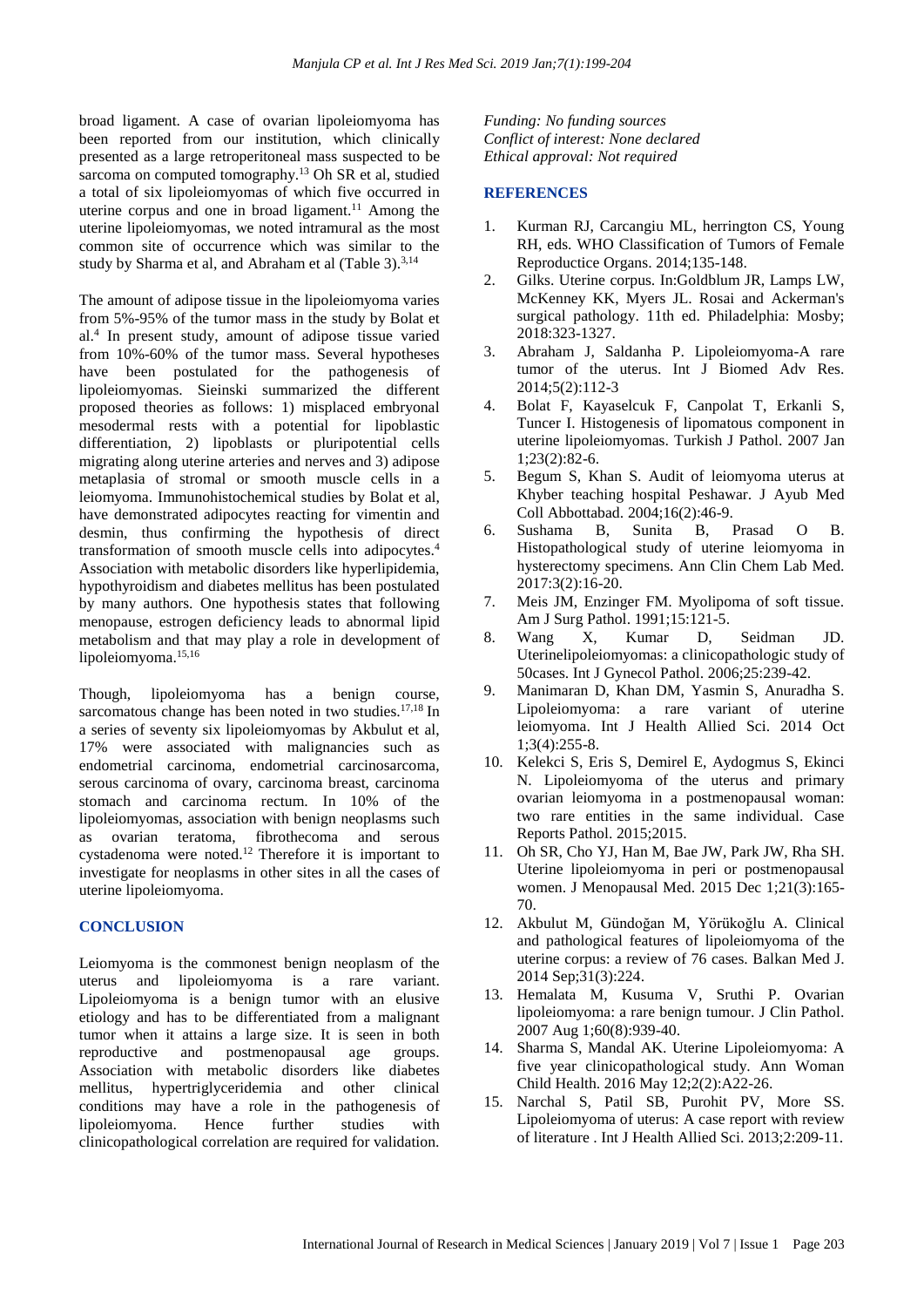broad ligament. A case of ovarian lipoleiomyoma has been reported from our institution, which clinically presented as a large retroperitoneal mass suspected to be sarcoma on computed tomography.[13] Oh SR et al, studied a total of six lipoleiomyomas of which five occurred in uterine corpus and one in broad ligament.[11] Among the uterine lipoleiomyomas, we noted intramural as the most common site of occurrence which was similar to the study by Sharma et al, and Abraham et al (Table 3).[3,14]

The amount of adipose tissue in the lipoleiomyoma varies from 5%-95% of the tumor mass in the study by Bolat et al.[4] In present study, amount of adipose tissue varied from 10%-60% of the tumor mass. Several hypotheses have been postulated for the pathogenesis of lipoleiomyomas. Sieinski summarized the different proposed theories as follows: 1) misplaced embryonal mesodermal rests with a potential for lipoblastic differentiation, 2) lipoblasts or pluripotential cells migrating along uterine arteries and nerves and 3) adipose metaplasia of stromal or smooth muscle cells in a leiomyoma. Immunohistochemical studies by Bolat et al, have demonstrated adipocytes reacting for vimentin and desmin, thus confirming the hypothesis of direct transformation of smooth muscle cells into adipocytes.[4] Association with metabolic disorders like hyperlipidemia, hypothyroidism and diabetes mellitus has been postulated by many authors. One hypothesis states that following menopause, estrogen deficiency leads to abnormal lipid metabolism and that may play a role in development of lipoleiomyoma.[15,16]

Though, lipoleiomyoma has a benign course, sarcomatous change has been noted in two studies.[17,18] In a series of seventy six lipoleiomyomas by Akbulut et al, 17% were associated with malignancies such as endometrial carcinoma, endometrial carcinosarcoma, serous carcinoma of ovary, carcinoma breast, carcinoma stomach and carcinoma rectum. In 10% of the lipoleiomyomas, association with benign neoplasms such as ovarian teratoma, fibrothecoma and serous cystadenoma were noted.[12] Therefore it is important to investigate for neoplasms in other sites in all the cases of uterine lipoleiomyoma.

## CONCLUSION

Leiomyoma is the commonest benign neoplasm of the uterus and lipoleiomyoma is a rare variant. Lipoleiomyoma is a benign tumor with an elusive etiology and has to be differentiated from a malignant tumor when it attains a large size. It is seen in both reproductive and postmenopausal age groups. Association with metabolic disorders like diabetes mellitus, hypertriglyceridemia and other clinical conditions may have a role in the pathogenesis of lipoleiomyoma. Hence further studies with clinicopathological correlation are required for validation.

*Funding: No funding sources*
*Conflict of interest: None declared*
*Ethical approval: Not required*

## REFERENCES

1. Kurman RJ, Carcangiu ML, herrington CS, Young RH, eds. WHO Classification of Tumors of Female Reproductice Organs. 2014;135-148.
2. Gilks. Uterine corpus. In:Goldblum JR, Lamps LW, McKenney KK, Myers JL. Rosai and Ackerman's surgical pathology. 11th ed. Philadelphia: Mosby; 2018:323-1327.
3. Abraham J, Saldanha P. Lipoleiomyoma-A rare tumor of the uterus. Int J Biomed Adv Res. 2014;5(2):112-3
4. Bolat F, Kayaselcuk F, Canpolat T, Erkanli S, Tuncer I. Histogenesis of lipomatous component in uterine lipoleiomyomas. Turkish J Pathol. 2007 Jan 1;23(2):82-6.
5. Begum S, Khan S. Audit of leiomyoma uterus at Khyber teaching hospital Peshawar. J Ayub Med Coll Abbottabad. 2004;16(2):46-9.
6. Sushama B, Sunita B, Prasad O B. Histopathological study of uterine leiomyoma in hysterectomy specimens. Ann Clin Chem Lab Med. 2017:3(2):16-20.
7. Meis JM, Enzinger FM. Myolipoma of soft tissue. Am J Surg Pathol. 1991;15:121-5.
8. Wang X, Kumar D, Seidman JD. Uterinelipoleiomyomas: a clinicopathologic study of 50cases. Int J Gynecol Pathol. 2006;25:239-42.
9. Manimaran D, Khan DM, Yasmin S, Anuradha S. Lipoleiomyoma: a rare variant of uterine leiomyoma. Int J Health Allied Sci. 2014 Oct 1;3(4):255-8.
10. Kelekci S, Eris S, Demirel E, Aydogmus S, Ekinci N. Lipoleiomyoma of the uterus and primary ovarian leiomyoma in a postmenopausal woman: two rare entities in the same individual. Case Reports Pathol. 2015;2015.
11. Oh SR, Cho YJ, Han M, Bae JW, Park JW, Rha SH. Uterine lipoleiomyoma in peri or postmenopausal women. J Menopausal Med. 2015 Dec 1;21(3):165-70.
12. Akbulut M, Gündoğan M, Yörükoğlu A. Clinical and pathological features of lipoleiomyoma of the uterine corpus: a review of 76 cases. Balkan Med J. 2014 Sep;31(3):224.
13. Hemalata M, Kusuma V, Sruthi P. Ovarian lipoleiomyoma: a rare benign tumour. J Clin Pathol. 2007 Aug 1;60(8):939-40.
14. Sharma S, Mandal AK. Uterine Lipoleiomyoma: A five year clinicopathological study. Ann Woman Child Health. 2016 May 12;2(2):A22-26.
15. Narchal S, Patil SB, Purohit PV, More SS. Lipoleiomyoma of uterus: A case report with review of literature . Int J Health Allied Sci. 2013;2:209-11.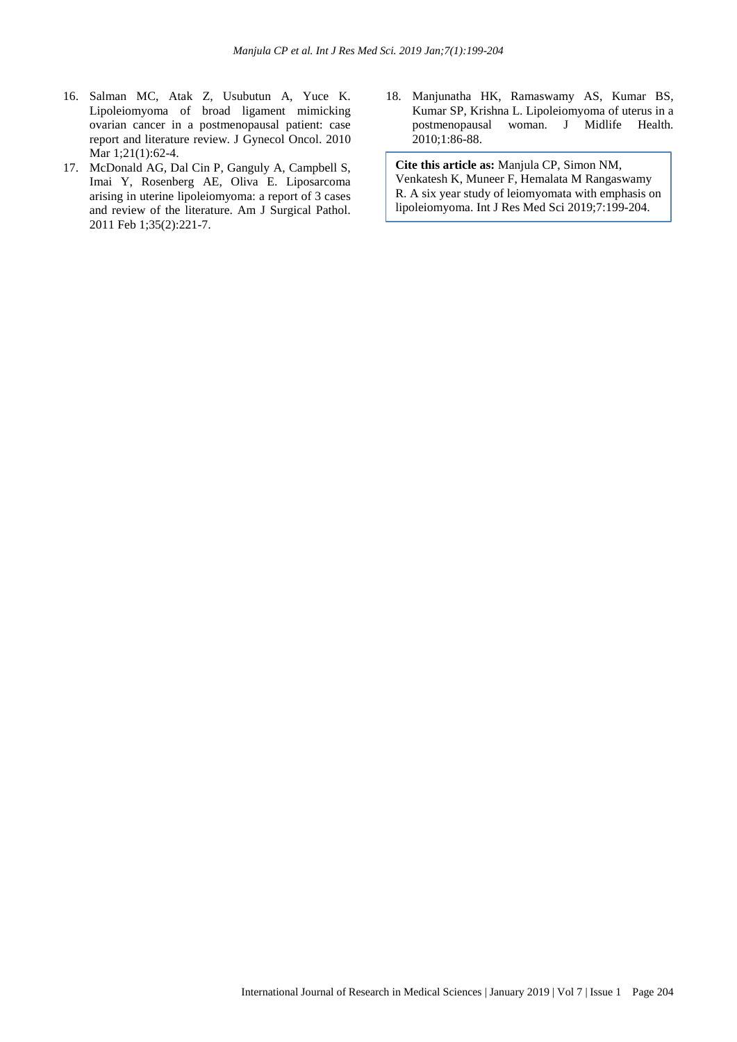16. Salman MC, Atak Z, Usubutun A, Yuce K. Lipoleiomyoma of broad ligament mimicking ovarian cancer in a postmenopausal patient: case report and literature review. J Gynecol Oncol. 2010 Mar 1;21(1):62-4.
17. McDonald AG, Dal Cin P, Ganguly A, Campbell S, Imai Y, Rosenberg AE, Oliva E. Liposarcoma arising in uterine lipoleiomyoma: a report of 3 cases and review of the literature. Am J Surgical Pathol. 2011 Feb 1;35(2):221-7.
18. Manjunatha HK, Ramaswamy AS, Kumar BS, Kumar SP, Krishna L. Lipoleiomyoma of uterus in a postmenopausal woman. J Midlife Health. 2010;1:86-88.

**Cite this article as:** Manjula CP, Simon NM, Venkatesh K, Muneer F, Hemalata M Rangaswamy R. A six year study of leiomyomata with emphasis on lipoleiomyoma. Int J Res Med Sci 2019;7:199-204.